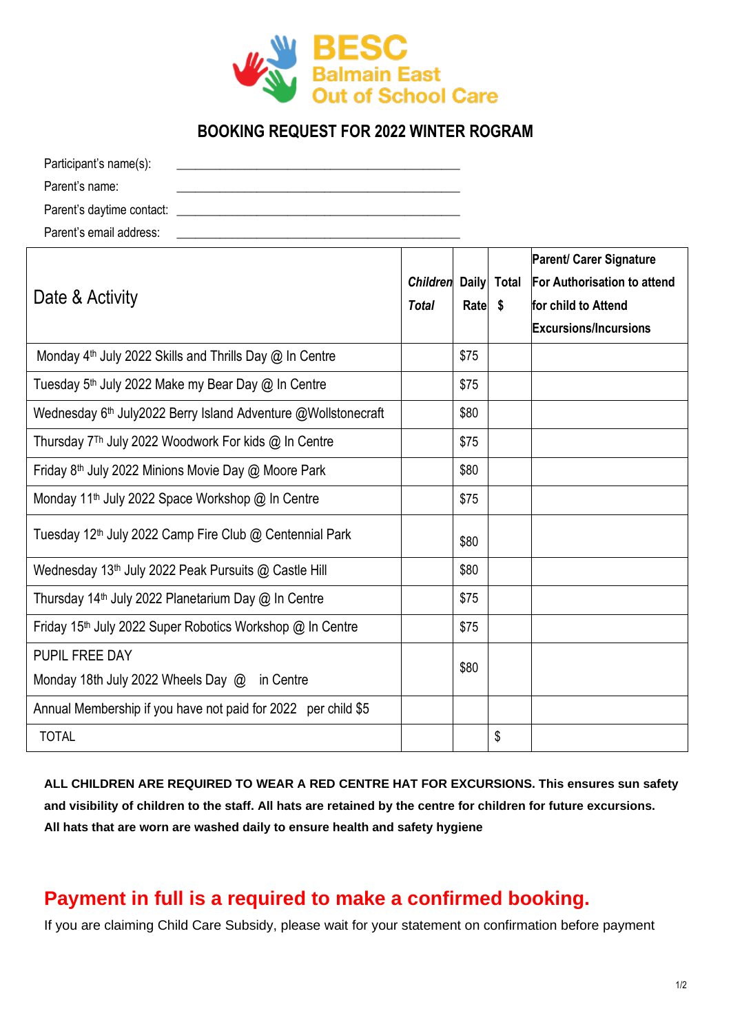# BESC
## Balmain East Out of School Care

## BOOKING REQUEST FOR 2022 WINTER ROGRAM

Participant's name(s): ______________________________________________

Parent's name: ______________________________________________

Parent's daytime contact: ______________________________________________

Parent's email address: ______________________________________________

| Date & Activity | *Children Total* | Daily Rate | Total $ | Parent/ Carer Signature For Authorisation to attend for child to Attend Excursions/Incursions |
|---|---|---|---|---|
| Monday 4th July 2022 Skills and Thrills Day @ In Centre | | $75 | | |
| Tuesday 5th July 2022 Make my Bear Day @ In Centre | | $75 | | |
| Wednesday 6th July2022 Berry Island Adventure @Wollstonecraft | | $80 | | |
| Thursday 7Th July 2022 Woodwork For kids @ In Centre | | $75 | | |
| Friday 8th July 2022 Minions Movie Day @ Moore Park | | $80 | | |
| Monday 11th July 2022 Space Workshop @ In Centre | | $75 | | |
| Tuesday 12th July 2022 Camp Fire Club @ Centennial Park | | $80 | | |
| Wednesday 13th July 2022 Peak Pursuits @ Castle Hill | | $80 | | |
| Thursday 14th July 2022 Planetarium Day @ In Centre | | $75 | | |
| Friday 15th July 2022 Super Robotics Workshop @ In Centre | | $75 | | |
| PUPIL FREE DAY Monday 18th July 2022 Wheels Day @ in Centre | | $80 | | |
| Annual Membership if you have not paid for 2022 per child $5 | | | | |
| TOTAL | | | $ | |

**ALL CHILDREN ARE REQUIRED TO WEAR A RED CENTRE HAT FOR EXCURSIONS. This ensures sun safety and visibility of children to the staff. All hats are retained by the centre for children for future excursions. All hats that are worn are washed daily to ensure health and safety hygiene**

## Payment in full is a required to make a confirmed booking.

If you are claiming Child Care Subsidy, please wait for your statement on confirmation before payment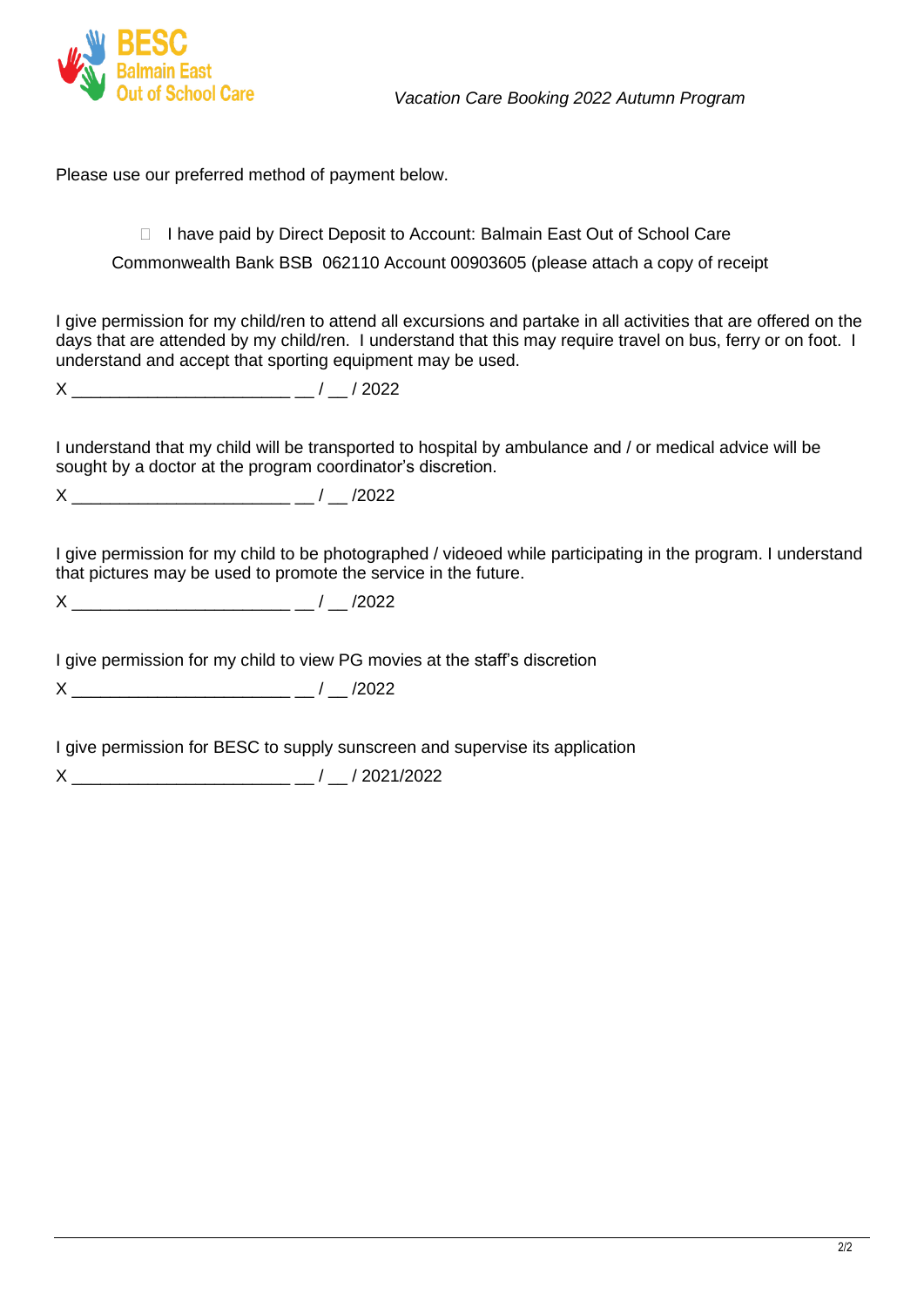Please use our preferred method of payment below.

☐ I have paid by Direct Deposit to Account: Balmain East Out of School Care Commonwealth Bank BSB 062110 Account 00903605 (please attach a copy of receipt

I give permission for my child/ren to attend all excursions and partake in all activities that are offered on the days that are attended by my child/ren. I understand that this may require travel on bus, ferry or on foot. I understand and accept that sporting equipment may be used.

X _______________________ __ / __ / 2022

I understand that my child will be transported to hospital by ambulance and / or medical advice will be sought by a doctor at the program coordinator's discretion.

X _______________________ __ / __ /2022

I give permission for my child to be photographed / videoed while participating in the program. I understand that pictures may be used to promote the service in the future.

X _______________________ __ / __ /2022

I give permission for my child to view PG movies at the staff's discretion

X _______________________ __ / __ /2022

I give permission for BESC to supply sunscreen and supervise its application

X _______________________ __ / __ / 2021/2022